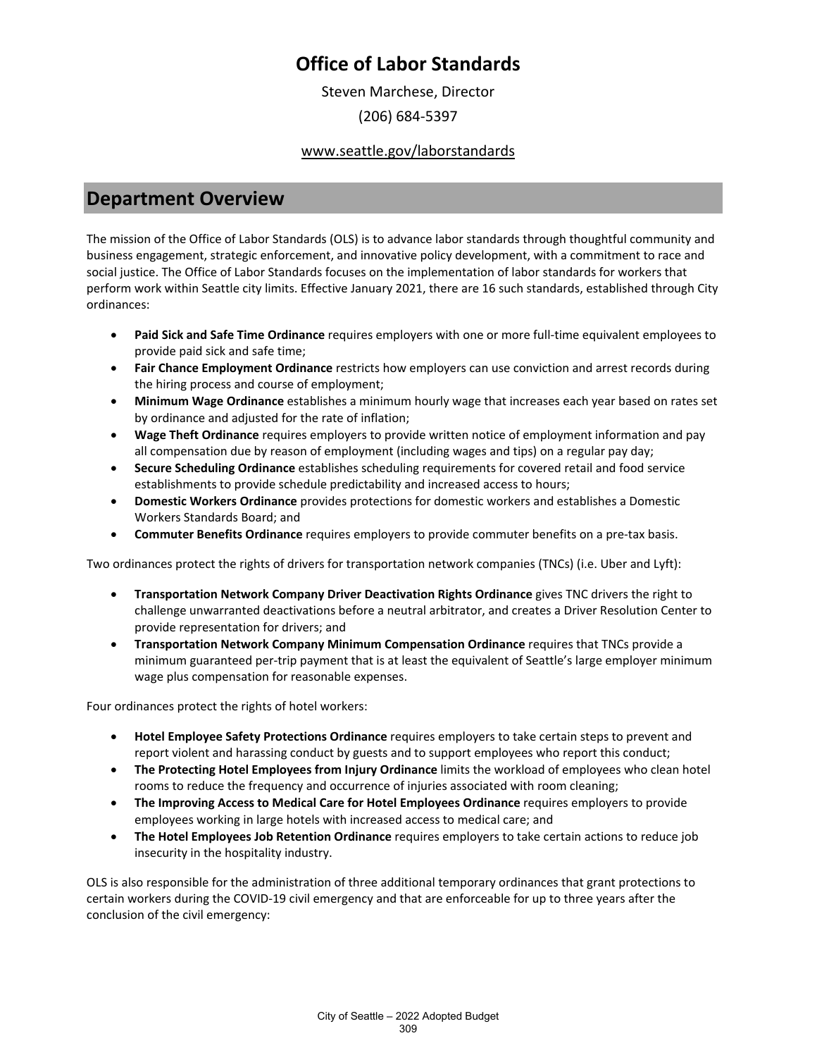# Office of Labor Standards

Steven Marchese, Director

(206) 684-5397

www.seattle.gov/laborstandards

## Department Overview

The mission of the Office of Labor Standards (OLS) is to advance labor standards through thoughtful community and business engagement, strategic enforcement, and innovative policy development, with a commitment to race and social justice. The Office of Labor Standards focuses on the implementation of labor standards for workers that perform work within Seattle city limits. Effective January 2021, there are 16 such standards, established through City ordinances:

- **Paid Sick and Safe Time Ordinance** requires employers with one or more full-time equivalent employees to provide paid sick and safe time;
- **Fair Chance Employment Ordinance** restricts how employers can use conviction and arrest records during the hiring process and course of employment;
- **Minimum Wage Ordinance** establishes a minimum hourly wage that increases each year based on rates set by ordinance and adjusted for the rate of inflation;
- **Wage Theft Ordinance** requires employers to provide written notice of employment information and pay all compensation due by reason of employment (including wages and tips) on a regular pay day;
- **Secure Scheduling Ordinance** establishes scheduling requirements for covered retail and food service establishments to provide schedule predictability and increased access to hours;
- **Domestic Workers Ordinance** provides protections for domestic workers and establishes a Domestic Workers Standards Board; and
- **Commuter Benefits Ordinance** requires employers to provide commuter benefits on a pre-tax basis.

Two ordinances protect the rights of drivers for transportation network companies (TNCs) (i.e. Uber and Lyft):

- **Transportation Network Company Driver Deactivation Rights Ordinance** gives TNC drivers the right to challenge unwarranted deactivations before a neutral arbitrator, and creates a Driver Resolution Center to provide representation for drivers; and
- **Transportation Network Company Minimum Compensation Ordinance** requires that TNCs provide a minimum guaranteed per-trip payment that is at least the equivalent of Seattle's large employer minimum wage plus compensation for reasonable expenses.

Four ordinances protect the rights of hotel workers:

- **Hotel Employee Safety Protections Ordinance** requires employers to take certain steps to prevent and report violent and harassing conduct by guests and to support employees who report this conduct;
- **The Protecting Hotel Employees from Injury Ordinance** limits the workload of employees who clean hotel rooms to reduce the frequency and occurrence of injuries associated with room cleaning;
- **The Improving Access to Medical Care for Hotel Employees Ordinance** requires employers to provide employees working in large hotels with increased access to medical care; and
- **The Hotel Employees Job Retention Ordinance** requires employers to take certain actions to reduce job insecurity in the hospitality industry.

OLS is also responsible for the administration of three additional temporary ordinances that grant protections to certain workers during the COVID-19 civil emergency and that are enforceable for up to three years after the conclusion of the civil emergency: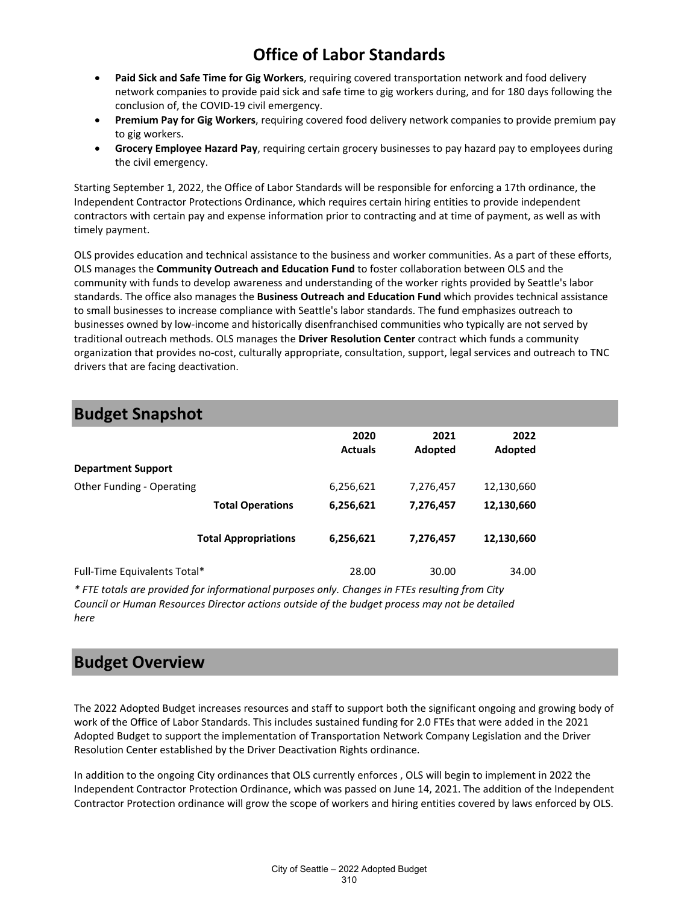# Office of Labor Standards

- **Paid Sick and Safe Time for Gig Workers**, requiring covered transportation network and food delivery network companies to provide paid sick and safe time to gig workers during, and for 180 days following the conclusion of, the COVID-19 civil emergency.
- **Premium Pay for Gig Workers**, requiring covered food delivery network companies to provide premium pay to gig workers.
- **Grocery Employee Hazard Pay**, requiring certain grocery businesses to pay hazard pay to employees during the civil emergency.

Starting September 1, 2022, the Office of Labor Standards will be responsible for enforcing a 17th ordinance, the Independent Contractor Protections Ordinance, which requires certain hiring entities to provide independent contractors with certain pay and expense information prior to contracting and at time of payment, as well as with timely payment.

OLS provides education and technical assistance to the business and worker communities. As a part of these efforts, OLS manages the **Community Outreach and Education Fund** to foster collaboration between OLS and the community with funds to develop awareness and understanding of the worker rights provided by Seattle's labor standards. The office also manages the **Business Outreach and Education Fund** which provides technical assistance to small businesses to increase compliance with Seattle's labor standards. The fund emphasizes outreach to businesses owned by low-income and historically disenfranchised communities who typically are not served by traditional outreach methods. OLS manages the **Driver Resolution Center** contract which funds a community organization that provides no-cost, culturally appropriate, consultation, support, legal services and outreach to TNC drivers that are facing deactivation.

## Budget Snapshot

| | 2020 Actuals | 2021 Adopted | 2022 Adopted |
|---|---|---|---|
| **Department Support** | | | |
| Other Funding - Operating | 6,256,621 | 7,276,457 | 12,130,660 |
| **Total Operations** | **6,256,621** | **7,276,457** | **12,130,660** |
| **Total Appropriations** | **6,256,621** | **7,276,457** | **12,130,660** |
| Full-Time Equivalents Total* | 28.00 | 30.00 | 34.00 |

*\* FTE totals are provided for informational purposes only. Changes in FTEs resulting from City Council or Human Resources Director actions outside of the budget process may not be detailed here*

## Budget Overview

The 2022 Adopted Budget increases resources and staff to support both the significant ongoing and growing body of work of the Office of Labor Standards. This includes sustained funding for 2.0 FTEs that were added in the 2021 Adopted Budget to support the implementation of Transportation Network Company Legislation and the Driver Resolution Center established by the Driver Deactivation Rights ordinance.

In addition to the ongoing City ordinances that OLS currently enforces , OLS will begin to implement in 2022 the Independent Contractor Protection Ordinance, which was passed on June 14, 2021. The addition of the Independent Contractor Protection ordinance will grow the scope of workers and hiring entities covered by laws enforced by OLS.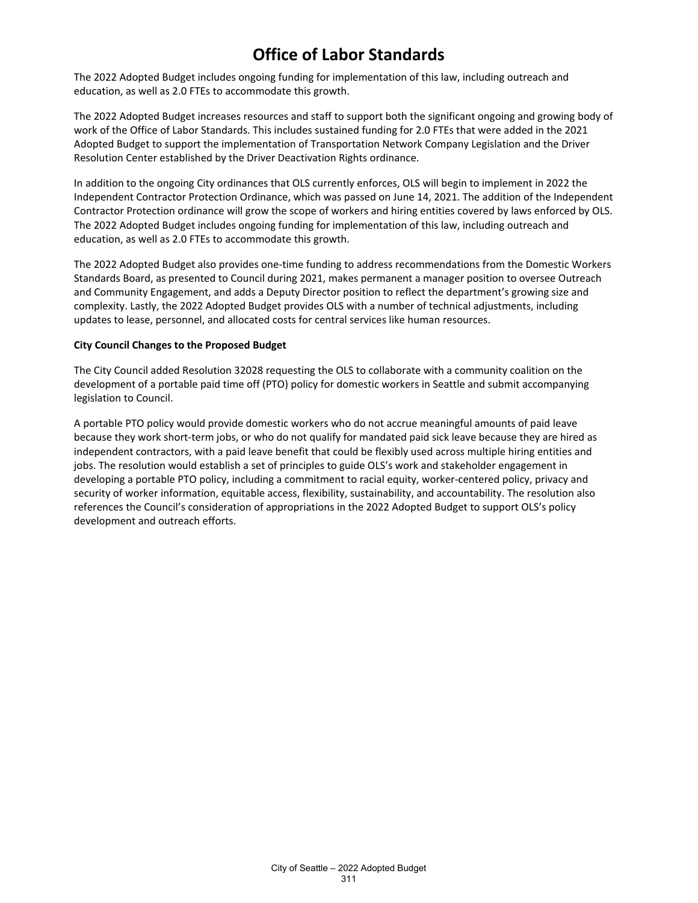# Office of Labor Standards

The 2022 Adopted Budget includes ongoing funding for implementation of this law, including outreach and education, as well as 2.0 FTEs to accommodate this growth.

The 2022 Adopted Budget increases resources and staff to support both the significant ongoing and growing body of work of the Office of Labor Standards. This includes sustained funding for 2.0 FTEs that were added in the 2021 Adopted Budget to support the implementation of Transportation Network Company Legislation and the Driver Resolution Center established by the Driver Deactivation Rights ordinance.

In addition to the ongoing City ordinances that OLS currently enforces, OLS will begin to implement in 2022 the Independent Contractor Protection Ordinance, which was passed on June 14, 2021. The addition of the Independent Contractor Protection ordinance will grow the scope of workers and hiring entities covered by laws enforced by OLS. The 2022 Adopted Budget includes ongoing funding for implementation of this law, including outreach and education, as well as 2.0 FTEs to accommodate this growth.

The 2022 Adopted Budget also provides one-time funding to address recommendations from the Domestic Workers Standards Board, as presented to Council during 2021, makes permanent a manager position to oversee Outreach and Community Engagement, and adds a Deputy Director position to reflect the department's growing size and complexity. Lastly, the 2022 Adopted Budget provides OLS with a number of technical adjustments, including updates to lease, personnel, and allocated costs for central services like human resources.

**City Council Changes to the Proposed Budget**

The City Council added Resolution 32028 requesting the OLS to collaborate with a community coalition on the development of a portable paid time off (PTO) policy for domestic workers in Seattle and submit accompanying legislation to Council.

A portable PTO policy would provide domestic workers who do not accrue meaningful amounts of paid leave because they work short-term jobs, or who do not qualify for mandated paid sick leave because they are hired as independent contractors, with a paid leave benefit that could be flexibly used across multiple hiring entities and jobs. The resolution would establish a set of principles to guide OLS's work and stakeholder engagement in developing a portable PTO policy, including a commitment to racial equity, worker-centered policy, privacy and security of worker information, equitable access, flexibility, sustainability, and accountability. The resolution also references the Council's consideration of appropriations in the 2022 Adopted Budget to support OLS's policy development and outreach efforts.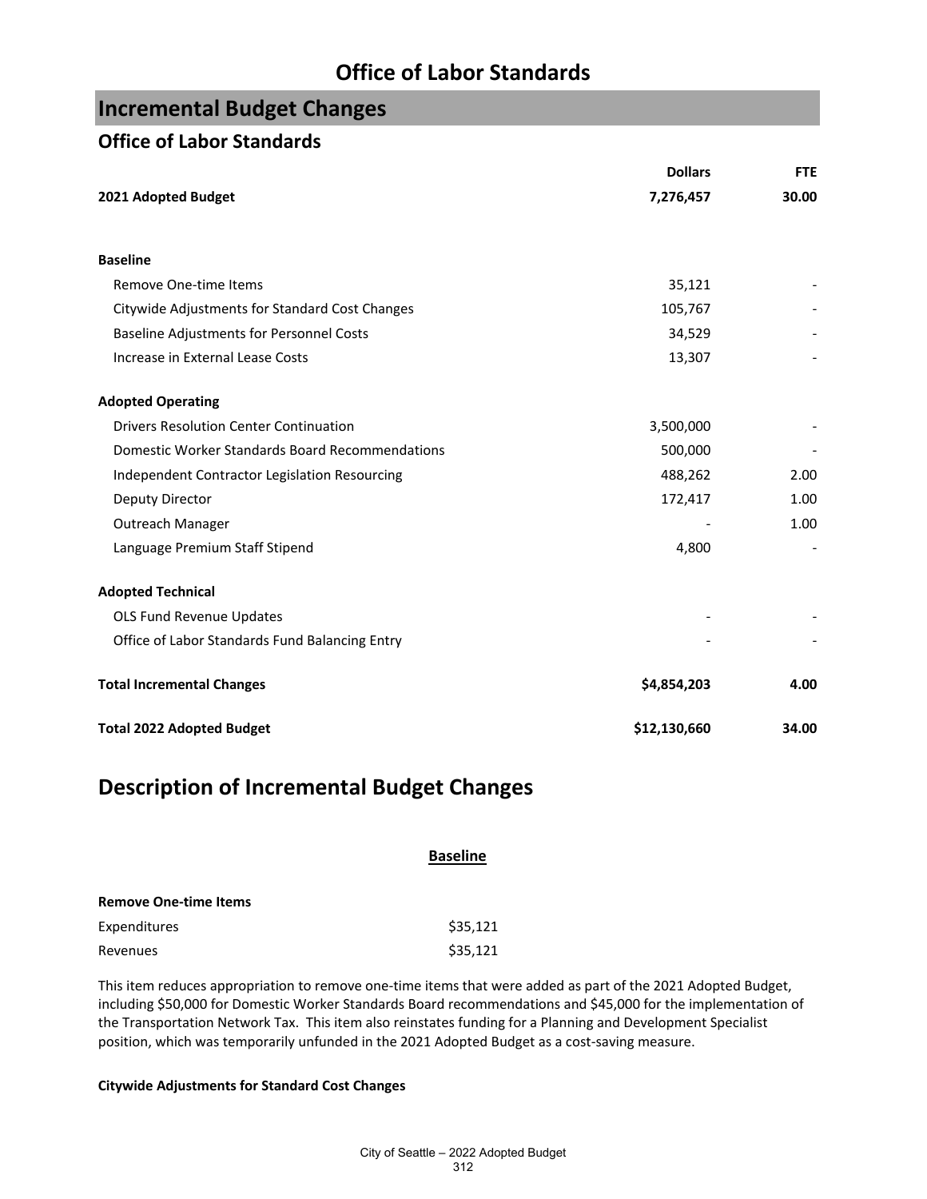# Office of Labor Standards

## Incremental Budget Changes

### Office of Labor Standards

| | Dollars | FTE |
|---|---|---|
| **2021 Adopted Budget** | **7,276,457** | **30.00** |
| | | |
| **Baseline** | | |
| Remove One-time Items | 35,121 | - |
| Citywide Adjustments for Standard Cost Changes | 105,767 | - |
| Baseline Adjustments for Personnel Costs | 34,529 | - |
| Increase in External Lease Costs | 13,307 | - |
| | | |
| **Adopted Operating** | | |
| Drivers Resolution Center Continuation | 3,500,000 | - |
| Domestic Worker Standards Board Recommendations | 500,000 | - |
| Independent Contractor Legislation Resourcing | 488,262 | 2.00 |
| Deputy Director | 172,417 | 1.00 |
| Outreach Manager | - | 1.00 |
| Language Premium Staff Stipend | 4,800 | - |
| | | |
| **Adopted Technical** | | |
| OLS Fund Revenue Updates | - | - |
| Office of Labor Standards Fund Balancing Entry | - | - |
| | | |
| **Total Incremental Changes** | **$4,854,203** | **4.00** |
| | | |
| **Total 2022 Adopted Budget** | **$12,130,660** | **34.00** |

## Description of Incremental Budget Changes

### Baseline

**Remove One-time Items**

| | |
|---|---|
| Expenditures | $35,121 |
| Revenues | $35,121 |

This item reduces appropriation to remove one-time items that were added as part of the 2021 Adopted Budget, including $50,000 for Domestic Worker Standards Board recommendations and $45,000 for the implementation of the Transportation Network Tax. This item also reinstates funding for a Planning and Development Specialist position, which was temporarily unfunded in the 2021 Adopted Budget as a cost-saving measure.

**Citywide Adjustments for Standard Cost Changes**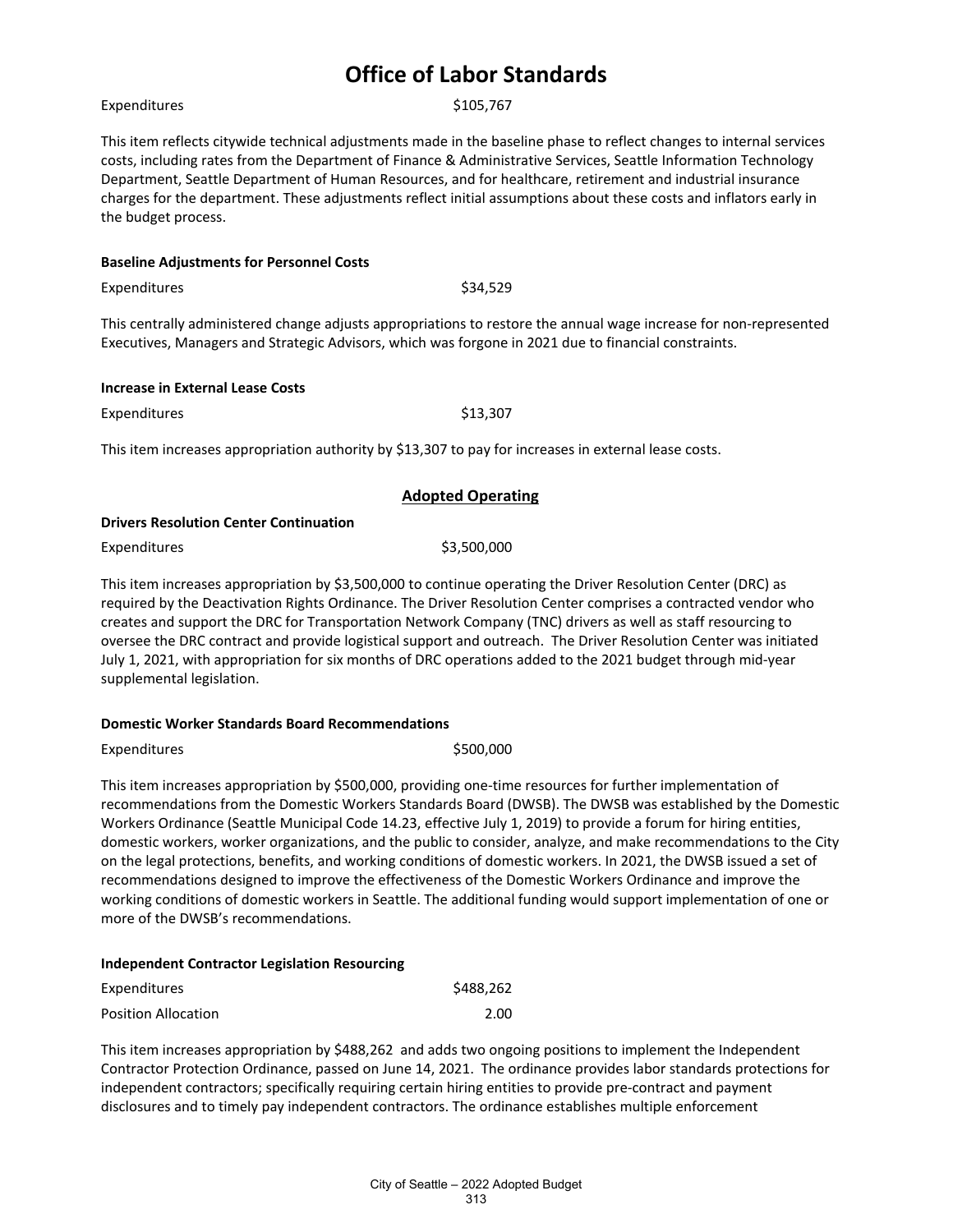# Office of Labor Standards

Expenditures $105,767

This item reflects citywide technical adjustments made in the baseline phase to reflect changes to internal services costs, including rates from the Department of Finance & Administrative Services, Seattle Information Technology Department, Seattle Department of Human Resources, and for healthcare, retirement and industrial insurance charges for the department. These adjustments reflect initial assumptions about these costs and inflators early in the budget process.

**Baseline Adjustments for Personnel Costs**

Expenditures $34,529

This centrally administered change adjusts appropriations to restore the annual wage increase for non-represented Executives, Managers and Strategic Advisors, which was forgone in 2021 due to financial constraints.

**Increase in External Lease Costs**

Expenditures $13,307

This item increases appropriation authority by $13,307 to pay for increases in external lease costs.

## Adopted Operating

**Drivers Resolution Center Continuation**

Expenditures $3,500,000

This item increases appropriation by $3,500,000 to continue operating the Driver Resolution Center (DRC) as required by the Deactivation Rights Ordinance. The Driver Resolution Center comprises a contracted vendor who creates and support the DRC for Transportation Network Company (TNC) drivers as well as staff resourcing to oversee the DRC contract and provide logistical support and outreach. The Driver Resolution Center was initiated July 1, 2021, with appropriation for six months of DRC operations added to the 2021 budget through mid-year supplemental legislation.

**Domestic Worker Standards Board Recommendations**

Expenditures $500,000

This item increases appropriation by $500,000, providing one-time resources for further implementation of recommendations from the Domestic Workers Standards Board (DWSB). The DWSB was established by the Domestic Workers Ordinance (Seattle Municipal Code 14.23, effective July 1, 2019) to provide a forum for hiring entities, domestic workers, worker organizations, and the public to consider, analyze, and make recommendations to the City on the legal protections, benefits, and working conditions of domestic workers. In 2021, the DWSB issued a set of recommendations designed to improve the effectiveness of the Domestic Workers Ordinance and improve the working conditions of domestic workers in Seattle. The additional funding would support implementation of one or more of the DWSB's recommendations.

**Independent Contractor Legislation Resourcing**

Expenditures $488,262

Position Allocation 2.00

This item increases appropriation by $488,262 and adds two ongoing positions to implement the Independent Contractor Protection Ordinance, passed on June 14, 2021. The ordinance provides labor standards protections for independent contractors; specifically requiring certain hiring entities to provide pre-contract and payment disclosures and to timely pay independent contractors. The ordinance establishes multiple enforcement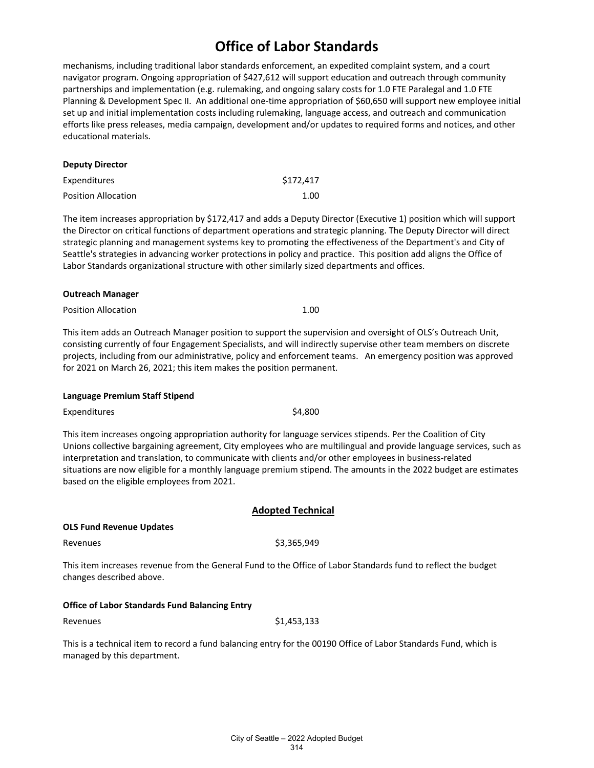mechanisms, including traditional labor standards enforcement, an expedited complaint system, and a court navigator program. Ongoing appropriation of $427,612 will support education and outreach through community partnerships and implementation (e.g. rulemaking, and ongoing salary costs for 1.0 FTE Paralegal and 1.0 FTE Planning & Development Spec II. An additional one-time appropriation of $60,650 will support new employee initial set up and initial implementation costs including rulemaking, language access, and outreach and communication efforts like press releases, media campaign, development and/or updates to required forms and notices, and other educational materials.

**Deputy Director**

| | |
|---|---|
| Expenditures | $172,417 |
| Position Allocation | 1.00 |

The item increases appropriation by $172,417 and adds a Deputy Director (Executive 1) position which will support the Director on critical functions of department operations and strategic planning. The Deputy Director will direct strategic planning and management systems key to promoting the effectiveness of the Department's and City of Seattle's strategies in advancing worker protections in policy and practice. This position add aligns the Office of Labor Standards organizational structure with other similarly sized departments and offices.

**Outreach Manager**

| | |
|---|---|
| Position Allocation | 1.00 |

This item adds an Outreach Manager position to support the supervision and oversight of OLS's Outreach Unit, consisting currently of four Engagement Specialists, and will indirectly supervise other team members on discrete projects, including from our administrative, policy and enforcement teams. An emergency position was approved for 2021 on March 26, 2021; this item makes the position permanent.

**Language Premium Staff Stipend**

| | |
|---|---|
| Expenditures | $4,800 |

This item increases ongoing appropriation authority for language services stipends. Per the Coalition of City Unions collective bargaining agreement, City employees who are multilingual and provide language services, such as interpretation and translation, to communicate with clients and/or other employees in business-related situations are now eligible for a monthly language premium stipend. The amounts in the 2022 budget are estimates based on the eligible employees from 2021.

## Adopted Technical

**OLS Fund Revenue Updates**

| | |
|---|---|
| Revenues | $3,365,949 |

This item increases revenue from the General Fund to the Office of Labor Standards fund to reflect the budget changes described above.

**Office of Labor Standards Fund Balancing Entry**

| | |
|---|---|
| Revenues | $1,453,133 |

This is a technical item to record a fund balancing entry for the 00190 Office of Labor Standards Fund, which is managed by this department.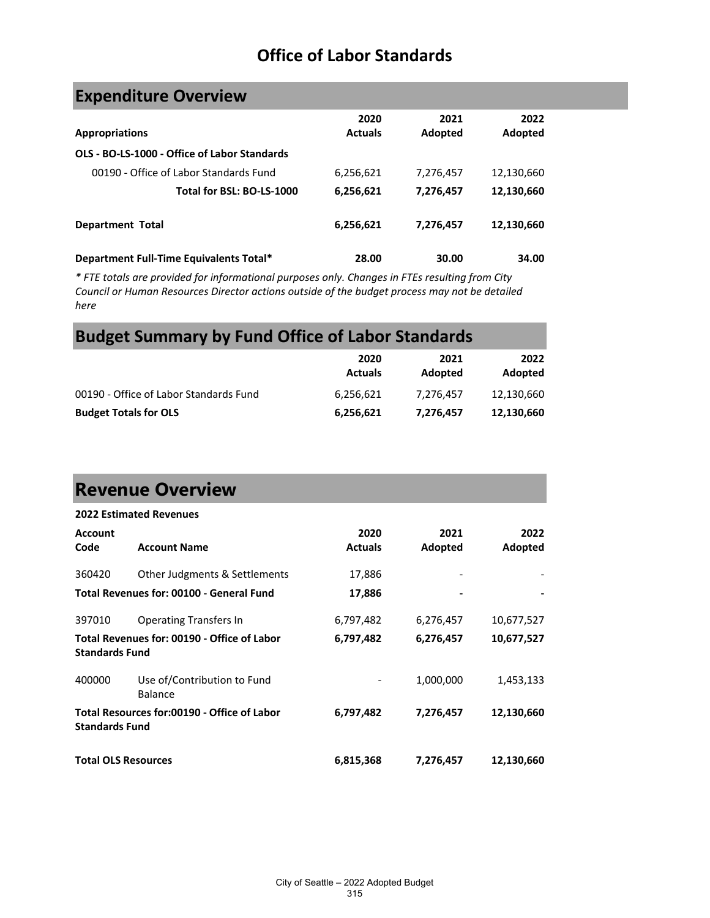# Office of Labor Standards

## Expenditure Overview

| Appropriations | 2020 Actuals | 2021 Adopted | 2022 Adopted |
|---|---|---|---|
| **OLS - BO-LS-1000 - Office of Labor Standards** | | | |
| 00190 - Office of Labor Standards Fund | 6,256,621 | 7,276,457 | 12,130,660 |
| **Total for BSL: BO-LS-1000** | **6,256,621** | **7,276,457** | **12,130,660** |
| **Department Total** | **6,256,621** | **7,276,457** | **12,130,660** |
| **Department Full-Time Equivalents Total*** | **28.00** | **30.00** | **34.00** |

*\* FTE totals are provided for informational purposes only. Changes in FTEs resulting from City Council or Human Resources Director actions outside of the budget process may not be detailed here*

## Budget Summary by Fund Office of Labor Standards

| | 2020 Actuals | 2021 Adopted | 2022 Adopted |
|---|---|---|---|
| 00190 - Office of Labor Standards Fund | 6,256,621 | 7,276,457 | 12,130,660 |
| **Budget Totals for OLS** | **6,256,621** | **7,276,457** | **12,130,660** |

## Revenue Overview

**2022 Estimated Revenues**

| Account Code | Account Name | 2020 Actuals | 2021 Adopted | 2022 Adopted |
|---|---|---|---|---|
| 360420 | Other Judgments & Settlements | 17,886 | - | - |
| **Total Revenues for: 00100 - General Fund** | | **17,886** | **-** | **-** |
| 397010 | Operating Transfers In | 6,797,482 | 6,276,457 | 10,677,527 |
| **Total Revenues for: 00190 - Office of Labor Standards Fund** | | **6,797,482** | **6,276,457** | **10,677,527** |
| 400000 | Use of/Contribution to Fund Balance | - | 1,000,000 | 1,453,133 |
| **Total Resources for:00190 - Office of Labor Standards Fund** | | **6,797,482** | **7,276,457** | **12,130,660** |
| **Total OLS Resources** | | **6,815,368** | **7,276,457** | **12,130,660** |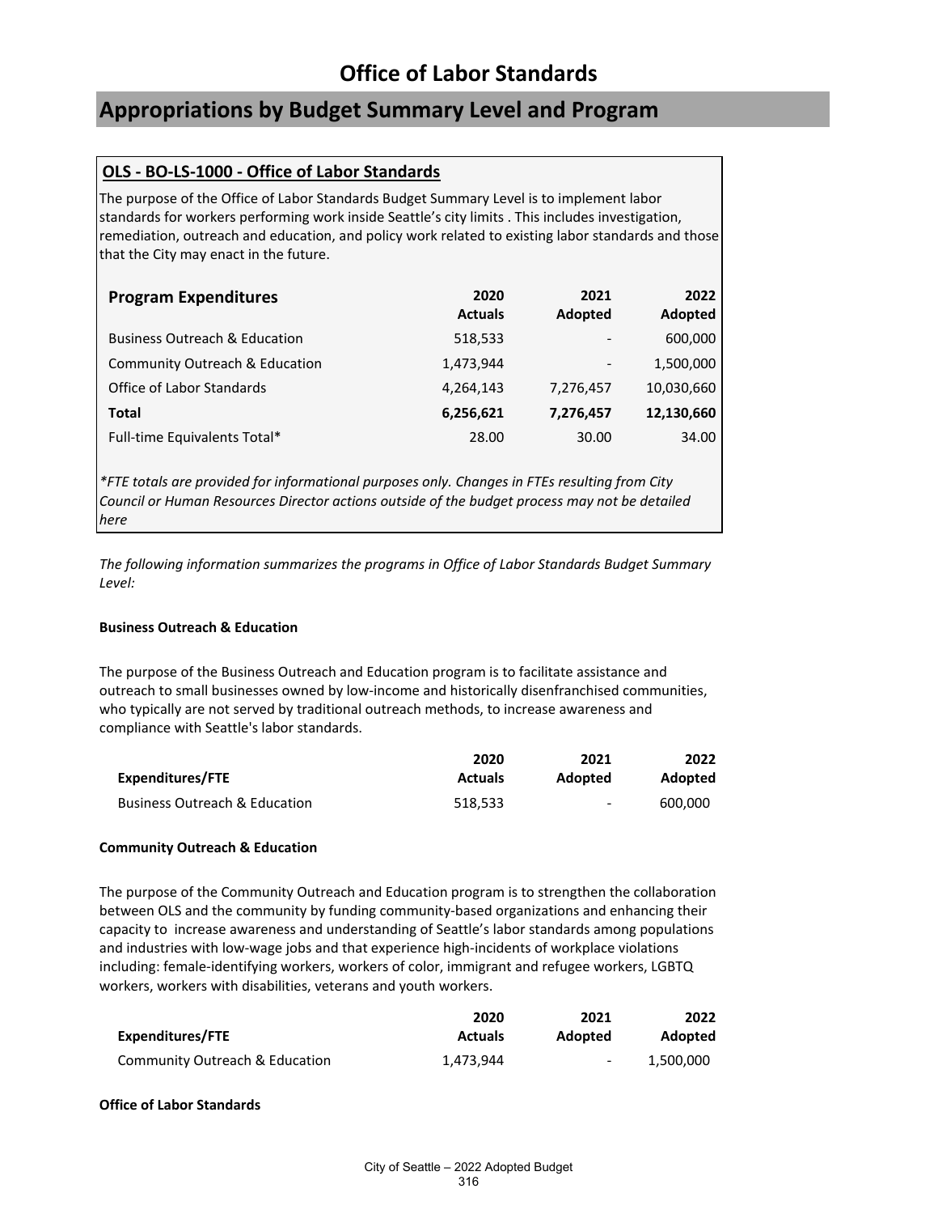# Office of Labor Standards

## Appropriations by Budget Summary Level and Program

### OLS - BO-LS-1000 - Office of Labor Standards

The purpose of the Office of Labor Standards Budget Summary Level is to implement labor standards for workers performing work inside Seattle's city limits . This includes investigation, remediation, outreach and education, and policy work related to existing labor standards and those that the City may enact in the future.

| Program Expenditures | 2020 Actuals | 2021 Adopted | 2022 Adopted |
|---|---|---|---|
| Business Outreach & Education | 518,533 | - | 600,000 |
| Community Outreach & Education | 1,473,944 | - | 1,500,000 |
| Office of Labor Standards | 4,264,143 | 7,276,457 | 10,030,660 |
| **Total** | **6,256,621** | **7,276,457** | **12,130,660** |
| Full-time Equivalents Total* | 28.00 | 30.00 | 34.00 |

*\*FTE totals are provided for informational purposes only. Changes in FTEs resulting from City Council or Human Resources Director actions outside of the budget process may not be detailed here*

*The following information summarizes the programs in Office of Labor Standards Budget Summary Level:*

#### Business Outreach & Education

The purpose of the Business Outreach and Education program is to facilitate assistance and outreach to small businesses owned by low-income and historically disenfranchised communities, who typically are not served by traditional outreach methods, to increase awareness and compliance with Seattle's labor standards.

| Expenditures/FTE | 2020 Actuals | 2021 Adopted | 2022 Adopted |
|---|---|---|---|
| Business Outreach & Education | 518,533 | - | 600,000 |

#### Community Outreach & Education

The purpose of the Community Outreach and Education program is to strengthen the collaboration between OLS and the community by funding community-based organizations and enhancing their capacity to increase awareness and understanding of Seattle's labor standards among populations and industries with low-wage jobs and that experience high-incidents of workplace violations including: female-identifying workers, workers of color, immigrant and refugee workers, LGBTQ workers, workers with disabilities, veterans and youth workers.

| Expenditures/FTE | 2020 Actuals | 2021 Adopted | 2022 Adopted |
|---|---|---|---|
| Community Outreach & Education | 1,473,944 | - | 1,500,000 |

#### Office of Labor Standards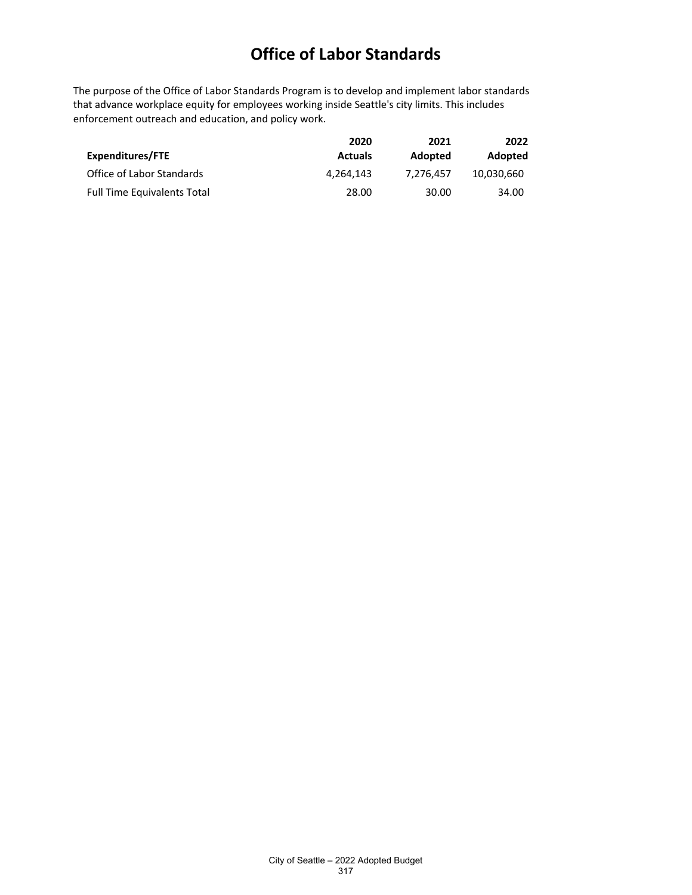# Office of Labor Standards

The purpose of the Office of Labor Standards Program is to develop and implement labor standards that advance workplace equity for employees working inside Seattle's city limits. This includes enforcement outreach and education, and policy work.

| Expenditures/FTE | 2020 Actuals | 2021 Adopted | 2022 Adopted |
|---|---|---|---|
| Office of Labor Standards | 4,264,143 | 7,276,457 | 10,030,660 |
| Full Time Equivalents Total | 28.00 | 30.00 | 34.00 |